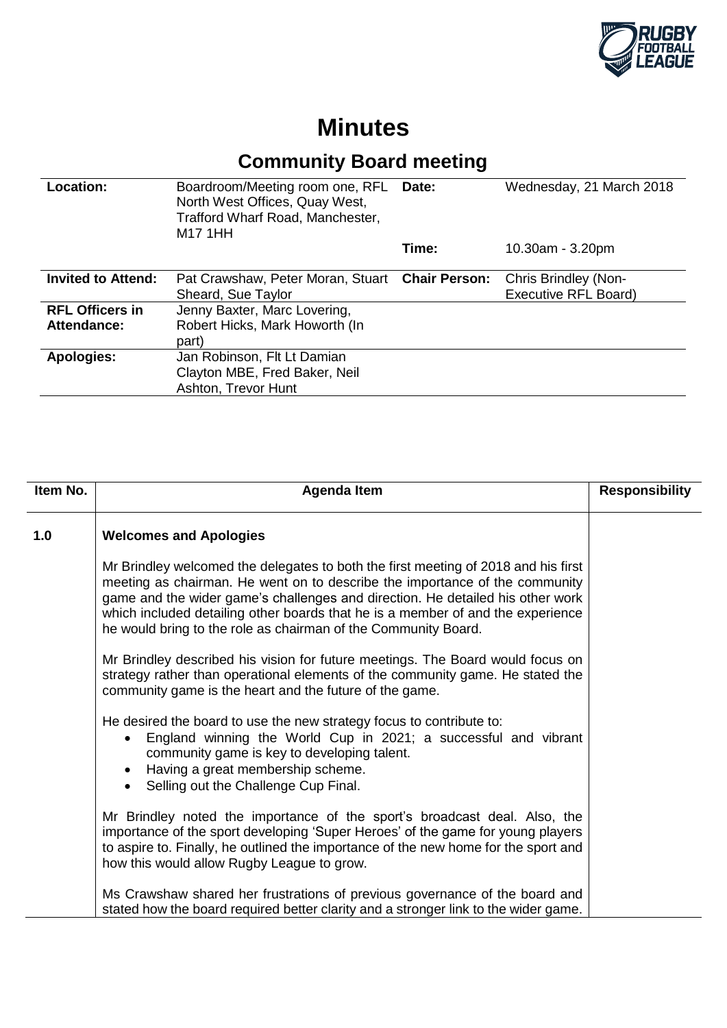# Minutes

## Community Board meeting

| | | | |
|---|---|---|---|
| **Location:** | Boardroom/Meeting room one, RFL North West Offices, Quay West, Trafford Wharf Road, Manchester, M17 1HH | **Date:** | Wednesday, 21 March 2018 |
| | | **Time:** | 10.30am - 3.20pm |
| **Invited to Attend:** | Pat Crawshaw, Peter Moran, Stuart Sheard, Sue Taylor | **Chair Person:** | Chris Brindley (Non-Executive RFL Board) |
| **RFL Officers in Attendance:** | Jenny Baxter, Marc Lovering, Robert Hicks, Mark Howorth (In part) | | |
| **Apologies:** | Jan Robinson, Flt Lt Damian Clayton MBE, Fred Baker, Neil Ashton, Trevor Hunt | | |

| Item No. | Agenda Item | Responsibility |
|---|---|---|
| **1.0** | **Welcomes and Apologies**<br><br>Mr Brindley welcomed the delegates to both the first meeting of 2018 and his first meeting as chairman. He went on to describe the importance of the community game and the wider game's challenges and direction. He detailed his other work which included detailing other boards that he is a member of and the experience he would bring to the role as chairman of the Community Board.<br><br>Mr Brindley described his vision for future meetings. The Board would focus on strategy rather than operational elements of the community game. He stated the community game is the heart and the future of the game.<br><br>He desired the board to use the new strategy focus to contribute to:<br>• England winning the World Cup in 2021; a successful and vibrant community game is key to developing talent.<br>• Having a great membership scheme.<br>• Selling out the Challenge Cup Final.<br><br>Mr Brindley noted the importance of the sport's broadcast deal. Also, the importance of the sport developing 'Super Heroes' of the game for young players to aspire to. Finally, he outlined the importance of the new home for the sport and how this would allow Rugby League to grow.<br><br>Ms Crawshaw shared her frustrations of previous governance of the board and stated how the board required better clarity and a stronger link to the wider game. | |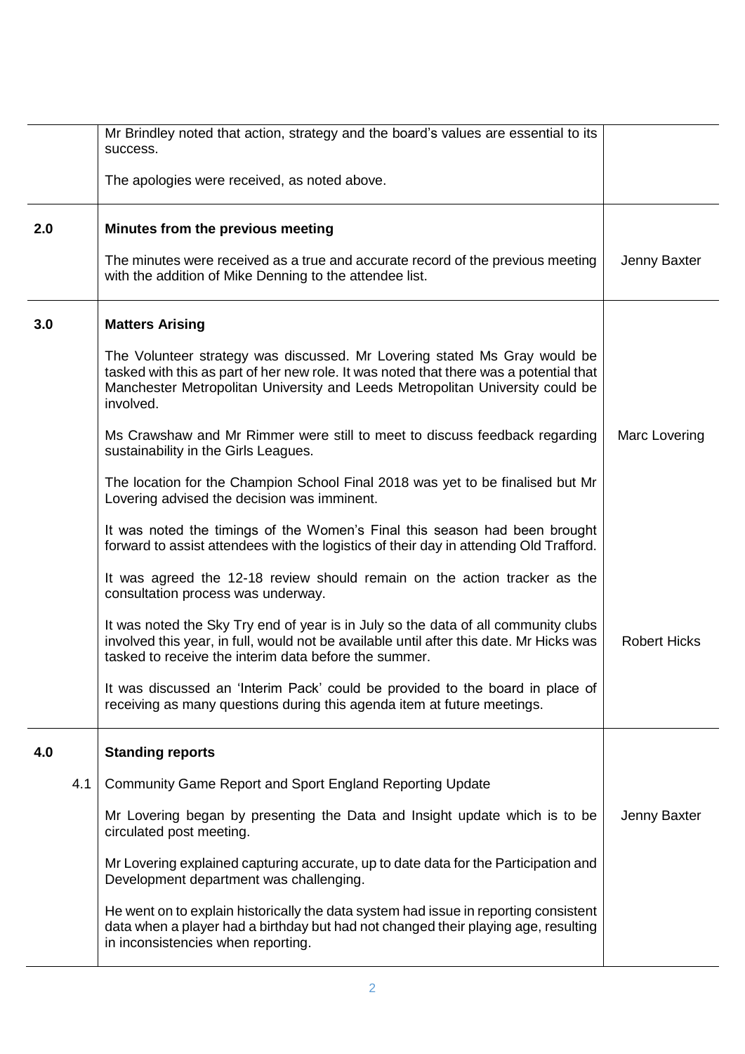| | | |
|---|---|---|
| | Mr Brindley noted that action, strategy and the board's values are essential to its success.<br><br>The apologies were received, as noted above. | |
| **2.0** | **Minutes from the previous meeting**<br><br>The minutes were received as a true and accurate record of the previous meeting with the addition of Mike Denning to the attendee list. | Jenny Baxter |
| **3.0** | **Matters Arising**<br><br>The Volunteer strategy was discussed. Mr Lovering stated Ms Gray would be tasked with this as part of her new role. It was noted that there was a potential that Manchester Metropolitan University and Leeds Metropolitan University could be involved.<br><br>Ms Crawshaw and Mr Rimmer were still to meet to discuss feedback regarding sustainability in the Girls Leagues.<br><br>The location for the Champion School Final 2018 was yet to be finalised but Mr Lovering advised the decision was imminent.<br><br>It was noted the timings of the Women's Final this season had been brought forward to assist attendees with the logistics of their day in attending Old Trafford.<br><br>It was agreed the 12-18 review should remain on the action tracker as the consultation process was underway.<br><br>It was noted the Sky Try end of year is in July so the data of all community clubs involved this year, in full, would not be available until after this date. Mr Hicks was tasked to receive the interim data before the summer.<br><br>It was discussed an 'Interim Pack' could be provided to the board in place of receiving as many questions during this agenda item at future meetings. | Marc Lovering<br><br>Robert Hicks |
| **4.0** | **Standing reports** | |
| 4.1 | Community Game Report and Sport England Reporting Update<br><br>Mr Lovering began by presenting the Data and Insight update which is to be circulated post meeting.<br><br>Mr Lovering explained capturing accurate, up to date data for the Participation and Development department was challenging.<br><br>He went on to explain historically the data system had issue in reporting consistent data when a player had a birthday but had not changed their playing age, resulting in inconsistencies when reporting. | Jenny Baxter |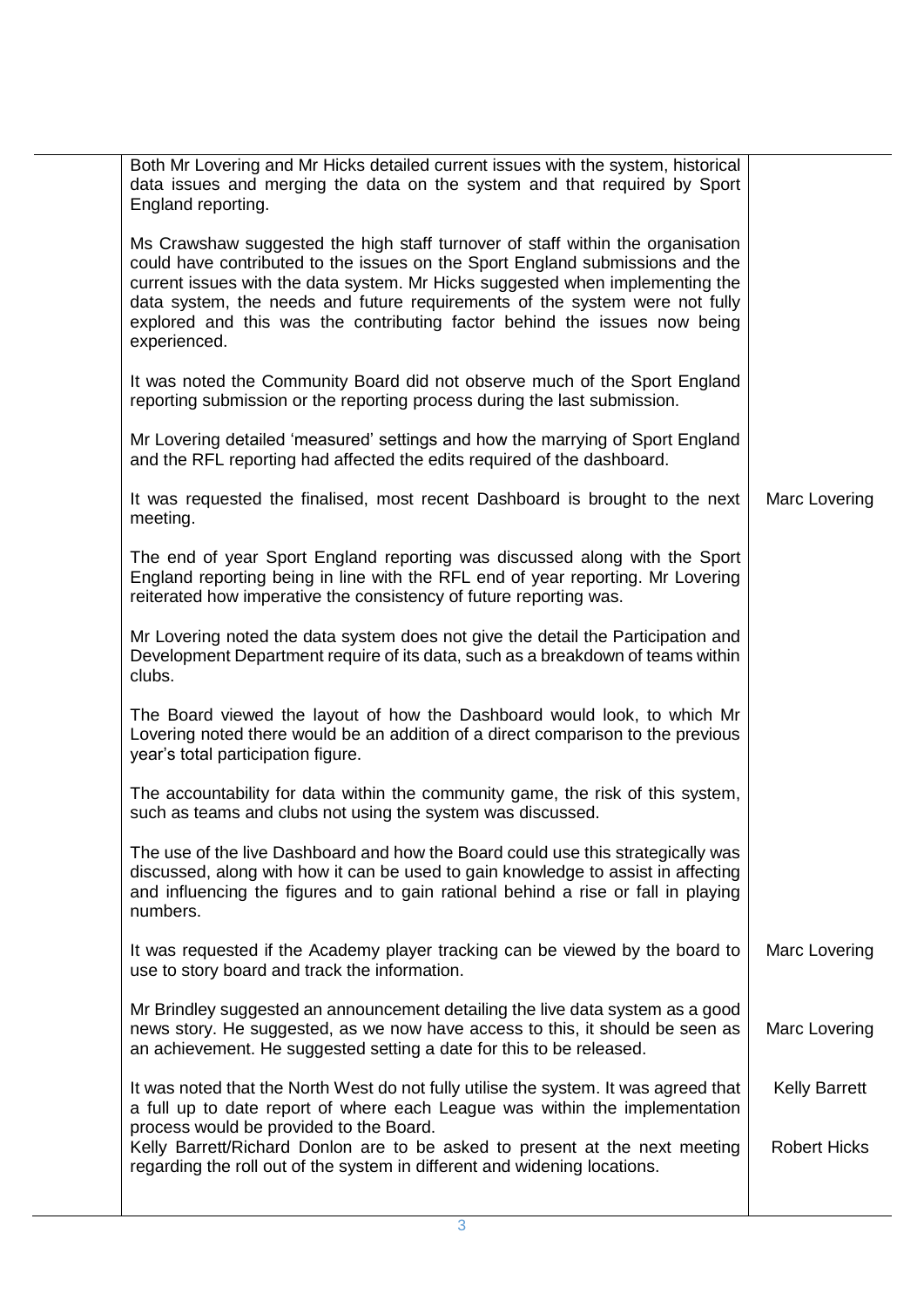| | | |
|---|---|---|
| | Both Mr Lovering and Mr Hicks detailed current issues with the system, historical data issues and merging the data on the system and that required by Sport England reporting. | |
| | Ms Crawshaw suggested the high staff turnover of staff within the organisation could have contributed to the issues on the Sport England submissions and the current issues with the data system. Mr Hicks suggested when implementing the data system, the needs and future requirements of the system were not fully explored and this was the contributing factor behind the issues now being experienced. | |
| | It was noted the Community Board did not observe much of the Sport England reporting submission or the reporting process during the last submission. | |
| | Mr Lovering detailed 'measured' settings and how the marrying of Sport England and the RFL reporting had affected the edits required of the dashboard. | |
| | It was requested the finalised, most recent Dashboard is brought to the next meeting. | Marc Lovering |
| | The end of year Sport England reporting was discussed along with the Sport England reporting being in line with the RFL end of year reporting. Mr Lovering reiterated how imperative the consistency of future reporting was. | |
| | Mr Lovering noted the data system does not give the detail the Participation and Development Department require of its data, such as a breakdown of teams within clubs. | |
| | The Board viewed the layout of how the Dashboard would look, to which Mr Lovering noted there would be an addition of a direct comparison to the previous year's total participation figure. | |
| | The accountability for data within the community game, the risk of this system, such as teams and clubs not using the system was discussed. | |
| | The use of the live Dashboard and how the Board could use this strategically was discussed, along with how it can be used to gain knowledge to assist in affecting and influencing the figures and to gain rational behind a rise or fall in playing numbers. | |
| | It was requested if the Academy player tracking can be viewed by the board to use to story board and track the information. | Marc Lovering |
| | Mr Brindley suggested an announcement detailing the live data system as a good news story. He suggested, as we now have access to this, it should be seen as an achievement. He suggested setting a date for this to be released. | Marc Lovering |
| | It was noted that the North West do not fully utilise the system. It was agreed that a full up to date report of where each League was within the implementation process would be provided to the Board. | Kelly Barrett |
| | Kelly Barrett/Richard Donlon are to be asked to present at the next meeting regarding the roll out of the system in different and widening locations. | Robert Hicks |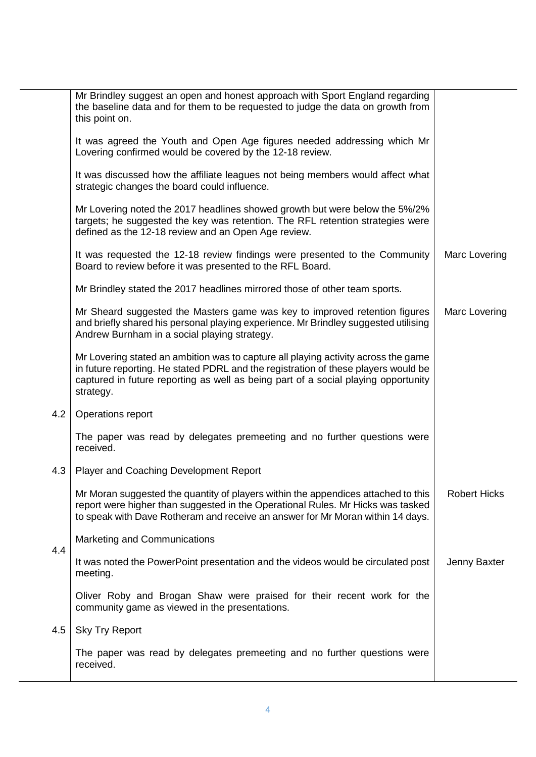| | | |
|---|---|---|
| | Mr Brindley suggest an open and honest approach with Sport England regarding the baseline data and for them to be requested to judge the data on growth from this point on. | |
| | It was agreed the Youth and Open Age figures needed addressing which Mr Lovering confirmed would be covered by the 12-18 review. | |
| | It was discussed how the affiliate leagues not being members would affect what strategic changes the board could influence. | |
| | Mr Lovering noted the 2017 headlines showed growth but were below the 5%/2% targets; he suggested the key was retention. The RFL retention strategies were defined as the 12-18 review and an Open Age review. | |
| | It was requested the 12-18 review findings were presented to the Community Board to review before it was presented to the RFL Board. | Marc Lovering |
| | Mr Brindley stated the 2017 headlines mirrored those of other team sports. | |
| | Mr Sheard suggested the Masters game was key to improved retention figures and briefly shared his personal playing experience. Mr Brindley suggested utilising Andrew Burnham in a social playing strategy. | Marc Lovering |
| | Mr Lovering stated an ambition was to capture all playing activity across the game in future reporting. He stated PDRL and the registration of these players would be captured in future reporting as well as being part of a social playing opportunity strategy. | |
| 4.2 | Operations report | |
| | The paper was read by delegates premeeting and no further questions were received. | |
| 4.3 | Player and Coaching Development Report | |
| | Mr Moran suggested the quantity of players within the appendices attached to this report were higher than suggested in the Operational Rules. Mr Hicks was tasked to speak with Dave Rotheram and receive an answer for Mr Moran within 14 days. | Robert Hicks |
| 4.4 | Marketing and Communications | |
| | It was noted the PowerPoint presentation and the videos would be circulated post meeting. | Jenny Baxter |
| | Oliver Roby and Brogan Shaw were praised for their recent work for the community game as viewed in the presentations. | |
| 4.5 | Sky Try Report | |
| | The paper was read by delegates premeeting and no further questions were received. | |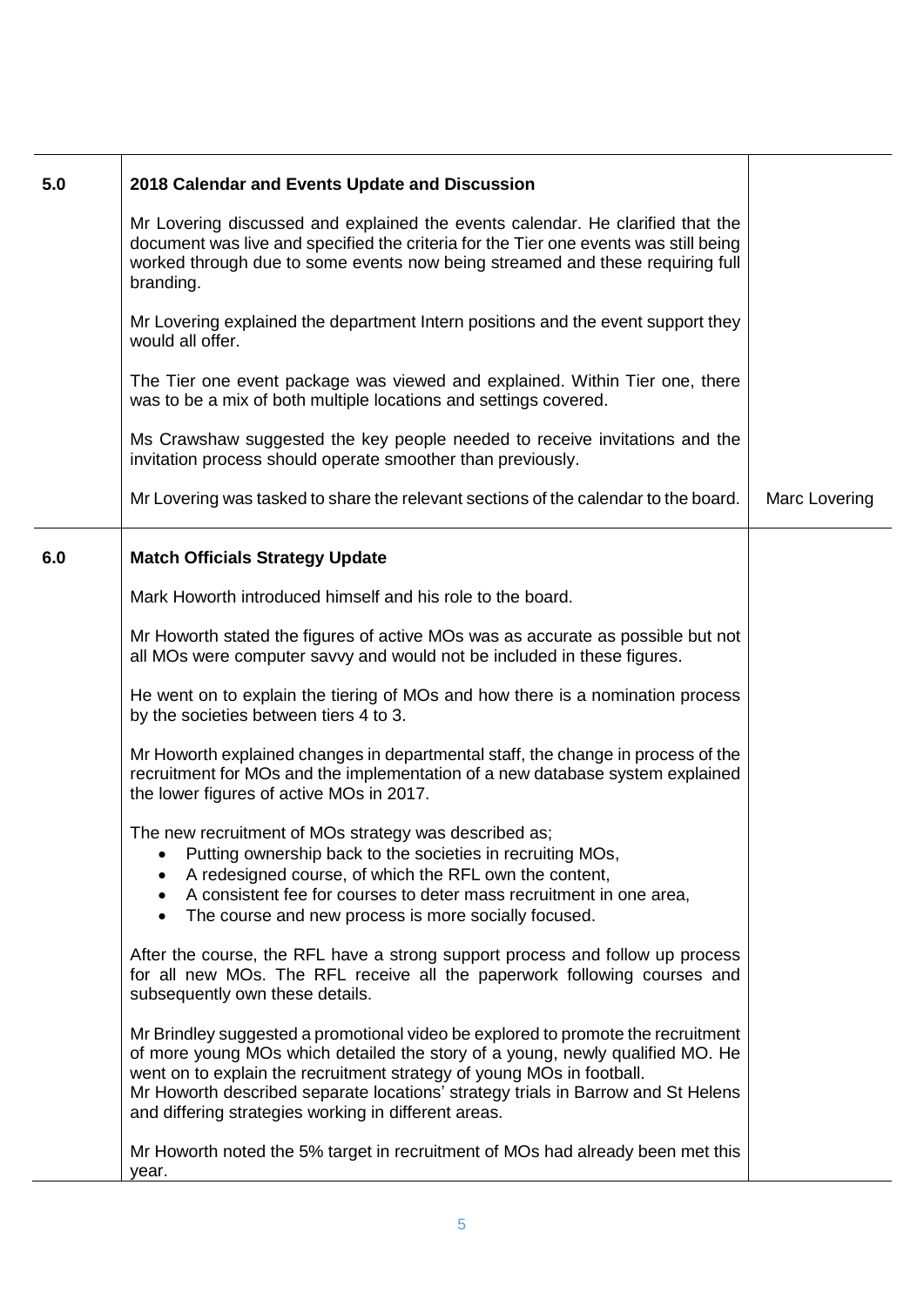| | | |
|---|---|---|
| **5.0** | **2018 Calendar and Events Update and Discussion** | |
| | Mr Lovering discussed and explained the events calendar. He clarified that the document was live and specified the criteria for the Tier one events was still being worked through due to some events now being streamed and these requiring full branding. | |
| | Mr Lovering explained the department Intern positions and the event support they would all offer. | |
| | The Tier one event package was viewed and explained. Within Tier one, there was to be a mix of both multiple locations and settings covered. | |
| | Ms Crawshaw suggested the key people needed to receive invitations and the invitation process should operate smoother than previously. | |
| | Mr Lovering was tasked to share the relevant sections of the calendar to the board. | Marc Lovering |
| **6.0** | **Match Officials Strategy Update** | |
| | Mark Howorth introduced himself and his role to the board. | |
| | Mr Howorth stated the figures of active MOs was as accurate as possible but not all MOs were computer savvy and would not be included in these figures. | |
| | He went on to explain the tiering of MOs and how there is a nomination process by the societies between tiers 4 to 3. | |
| | Mr Howorth explained changes in departmental staff, the change in process of the recruitment for MOs and the implementation of a new database system explained the lower figures of active MOs in 2017. | |
| | The new recruitment of MOs strategy was described as;<br>• Putting ownership back to the societies in recruiting MOs,<br>• A redesigned course, of which the RFL own the content,<br>• A consistent fee for courses to deter mass recruitment in one area,<br>• The course and new process is more socially focused. | |
| | After the course, the RFL have a strong support process and follow up process for all new MOs. The RFL receive all the paperwork following courses and subsequently own these details. | |
| | Mr Brindley suggested a promotional video be explored to promote the recruitment of more young MOs which detailed the story of a young, newly qualified MO. He went on to explain the recruitment strategy of young MOs in football.<br>Mr Howorth described separate locations' strategy trials in Barrow and St Helens and differing strategies working in different areas. | |
| | Mr Howorth noted the 5% target in recruitment of MOs had already been met this year. | |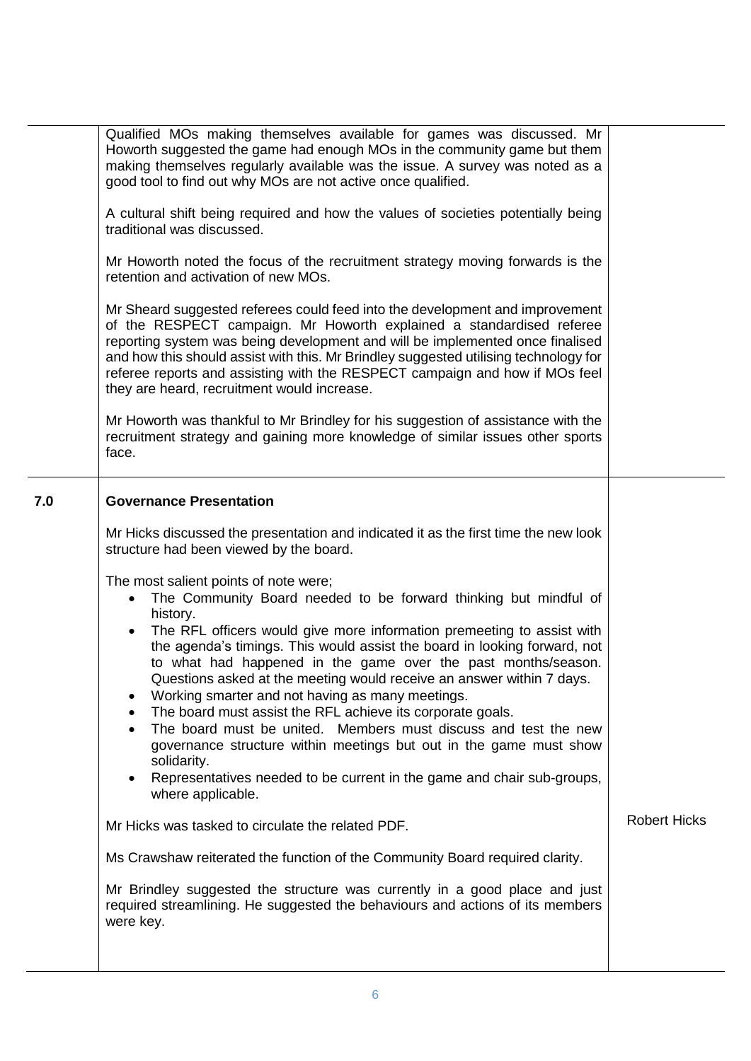| | | |
|---|---|---|
| | Qualified MOs making themselves available for games was discussed. Mr Howorth suggested the game had enough MOs in the community game but them making themselves regularly available was the issue. A survey was noted as a good tool to find out why MOs are not active once qualified.<br><br>A cultural shift being required and how the values of societies potentially being traditional was discussed.<br><br>Mr Howorth noted the focus of the recruitment strategy moving forwards is the retention and activation of new MOs.<br><br>Mr Sheard suggested referees could feed into the development and improvement of the RESPECT campaign. Mr Howorth explained a standardised referee reporting system was being development and will be implemented once finalised and how this should assist with this. Mr Brindley suggested utilising technology for referee reports and assisting with the RESPECT campaign and how if MOs feel they are heard, recruitment would increase.<br><br>Mr Howorth was thankful to Mr Brindley for his suggestion of assistance with the recruitment strategy and gaining more knowledge of similar issues other sports face. | |
| **7.0** | **Governance Presentation**<br><br>Mr Hicks discussed the presentation and indicated it as the first time the new look structure had been viewed by the board.<br><br>The most salient points of note were;<br>• The Community Board needed to be forward thinking but mindful of history.<br>• The RFL officers would give more information premeeting to assist with the agenda's timings. This would assist the board in looking forward, not to what had happened in the game over the past months/season. Questions asked at the meeting would receive an answer within 7 days.<br>• Working smarter and not having as many meetings.<br>• The board must assist the RFL achieve its corporate goals.<br>• The board must be united. Members must discuss and test the new governance structure within meetings but out in the game must show solidarity.<br>• Representatives needed to be current in the game and chair sub-groups, where applicable.<br><br>Mr Hicks was tasked to circulate the related PDF.<br><br>Ms Crawshaw reiterated the function of the Community Board required clarity.<br><br>Mr Brindley suggested the structure was currently in a good place and just required streamlining. He suggested the behaviours and actions of its members were key. | Robert Hicks |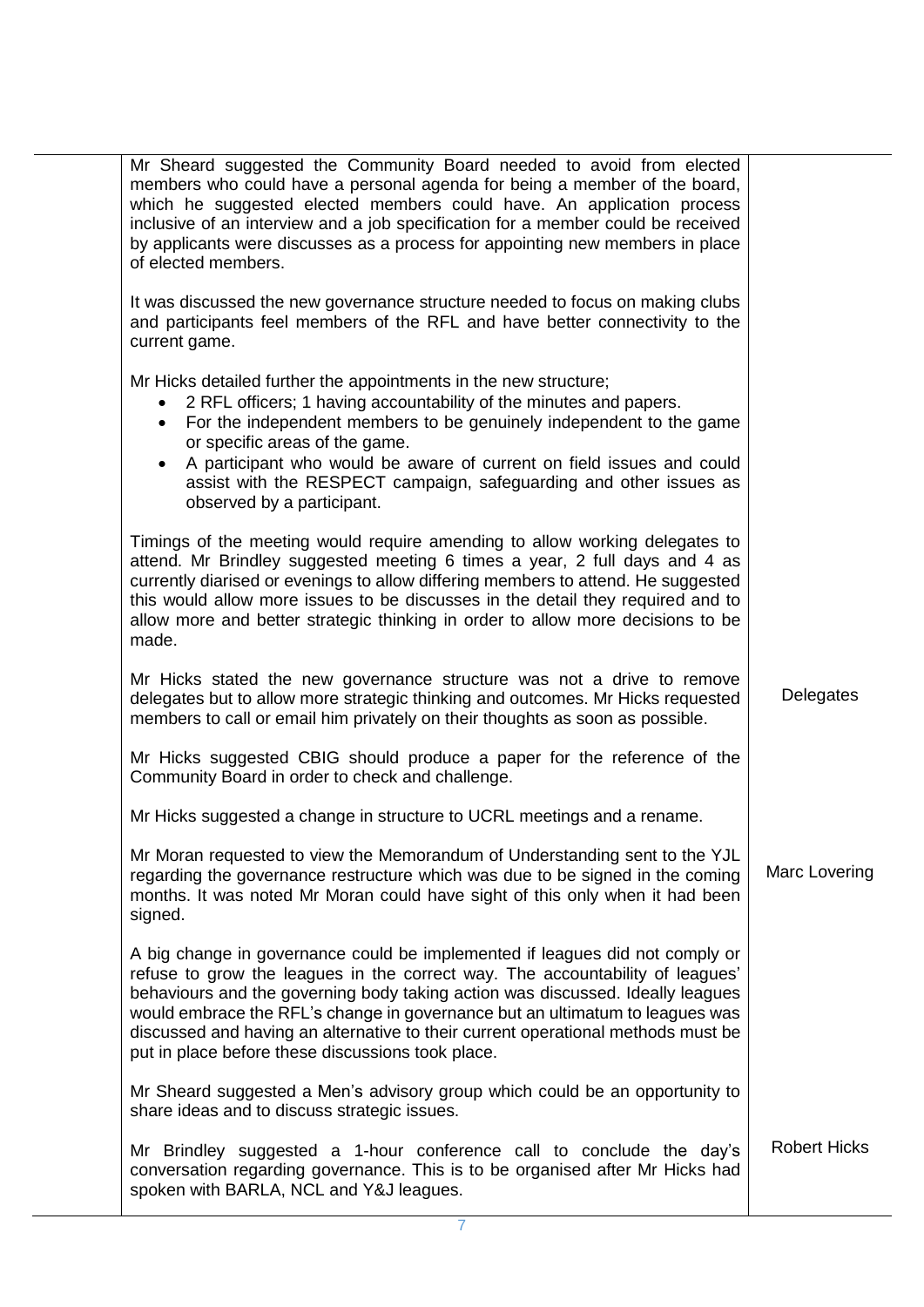| | | |
|---|---|---|
| | Mr Sheard suggested the Community Board needed to avoid from elected members who could have a personal agenda for being a member of the board, which he suggested elected members could have. An application process inclusive of an interview and a job specification for a member could be received by applicants were discusses as a process for appointing new members in place of elected members.<br><br>It was discussed the new governance structure needed to focus on making clubs and participants feel members of the RFL and have better connectivity to the current game.<br><br>Mr Hicks detailed further the appointments in the new structure;<br>• 2 RFL officers; 1 having accountability of the minutes and papers.<br>• For the independent members to be genuinely independent to the game or specific areas of the game.<br>• A participant who would be aware of current on field issues and could assist with the RESPECT campaign, safeguarding and other issues as observed by a participant.<br><br>Timings of the meeting would require amending to allow working delegates to attend. Mr Brindley suggested meeting 6 times a year, 2 full days and 4 as currently diarised or evenings to allow differing members to attend. He suggested this would allow more issues to be discusses in the detail they required and to allow more and better strategic thinking in order to allow more decisions to be made. | |
| | Mr Hicks stated the new governance structure was not a drive to remove delegates but to allow more strategic thinking and outcomes. Mr Hicks requested members to call or email him privately on their thoughts as soon as possible. | Delegates |
| | Mr Hicks suggested CBIG should produce a paper for the reference of the Community Board in order to check and challenge.<br><br>Mr Hicks suggested a change in structure to UCRL meetings and a rename. | |
| | Mr Moran requested to view the Memorandum of Understanding sent to the YJL regarding the governance restructure which was due to be signed in the coming months. It was noted Mr Moran could have sight of this only when it had been signed. | Marc Lovering |
| | A big change in governance could be implemented if leagues did not comply or refuse to grow the leagues in the correct way. The accountability of leagues' behaviours and the governing body taking action was discussed. Ideally leagues would embrace the RFL's change in governance but an ultimatum to leagues was discussed and having an alternative to their current operational methods must be put in place before these discussions took place.<br><br>Mr Sheard suggested a Men's advisory group which could be an opportunity to share ideas and to discuss strategic issues. | |
| | Mr Brindley suggested a 1-hour conference call to conclude the day's conversation regarding governance. This is to be organised after Mr Hicks had spoken with BARLA, NCL and Y&J leagues. | Robert Hicks |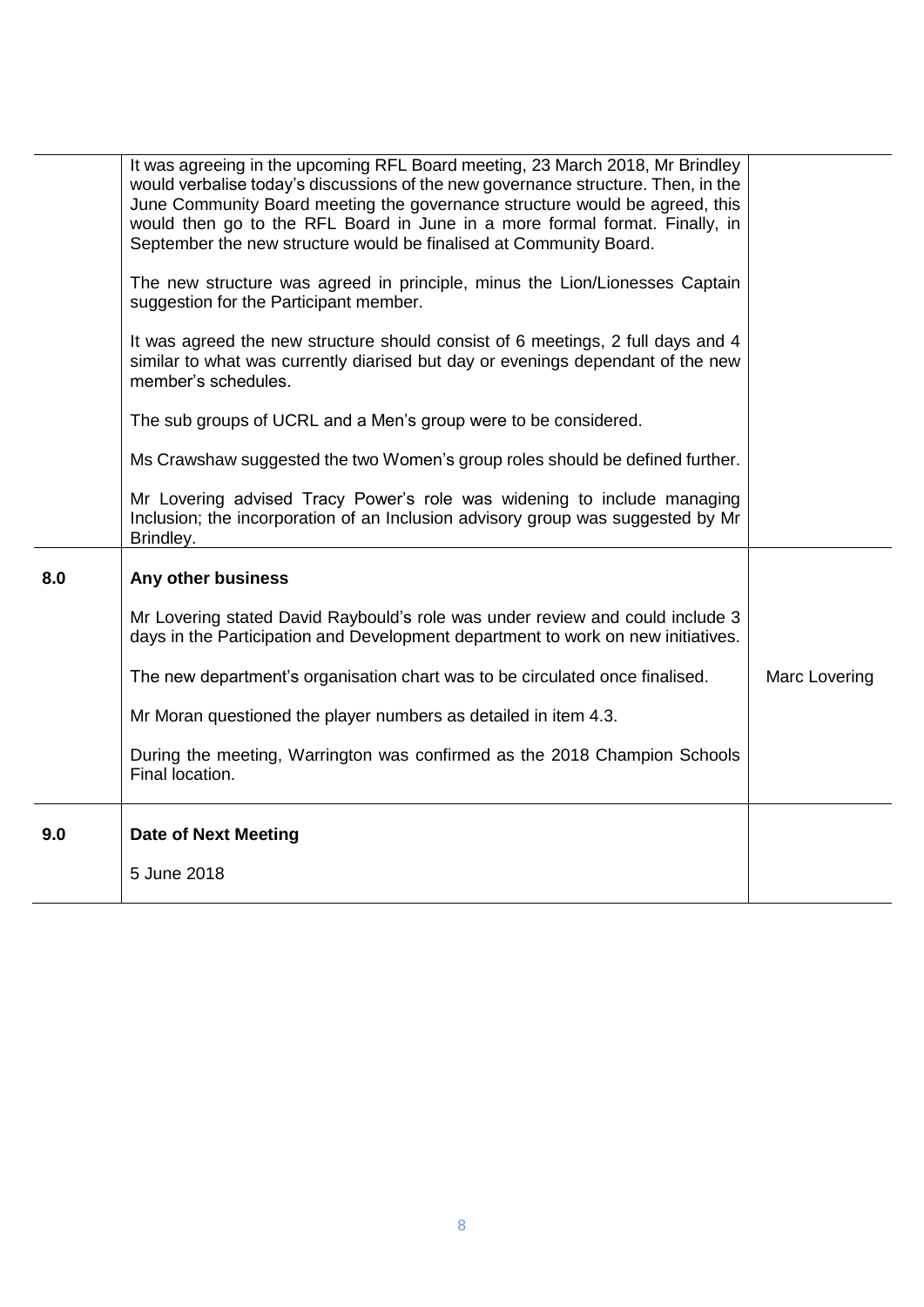| | | |
|---|---|---|
| | It was agreeing in the upcoming RFL Board meeting, 23 March 2018, Mr Brindley would verbalise today's discussions of the new governance structure. Then, in the June Community Board meeting the governance structure would be agreed, this would then go to the RFL Board in June in a more formal format. Finally, in September the new structure would be finalised at Community Board.<br><br>The new structure was agreed in principle, minus the Lion/Lionesses Captain suggestion for the Participant member.<br><br>It was agreed the new structure should consist of 6 meetings, 2 full days and 4 similar to what was currently diarised but day or evenings dependant of the new member's schedules.<br><br>The sub groups of UCRL and a Men's group were to be considered.<br><br>Ms Crawshaw suggested the two Women's group roles should be defined further.<br><br>Mr Lovering advised Tracy Power's role was widening to include managing Inclusion; the incorporation of an Inclusion advisory group was suggested by Mr Brindley. | |
| **8.0** | **Any other business**<br><br>Mr Lovering stated David Raybould's role was under review and could include 3 days in the Participation and Development department to work on new initiatives.<br><br>The new department's organisation chart was to be circulated once finalised.<br><br>Mr Moran questioned the player numbers as detailed in item 4.3.<br><br>During the meeting, Warrington was confirmed as the 2018 Champion Schools Final location. | <br><br><br><br><br>Marc Lovering |
| **9.0** | **Date of Next Meeting**<br><br>5 June 2018 | |